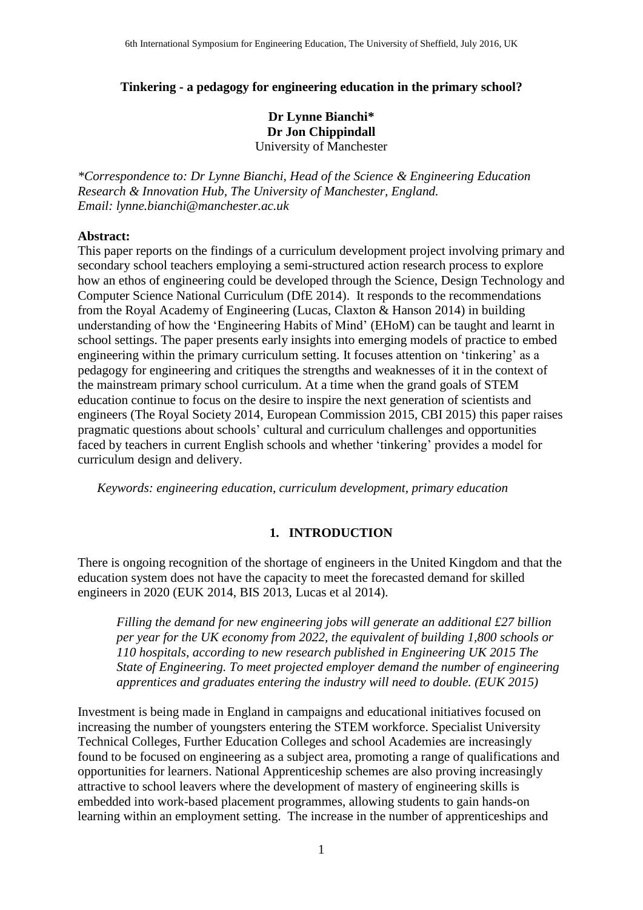# Tinkering - a pedagogy for engineering education in the primary school?

**Dr Lynne Bianchi\***
**Dr Jon Chippindall**
University of Manchester

*\*Correspondence to: Dr Lynne Bianchi, Head of the Science & Engineering Education Research & Innovation Hub, The University of Manchester, England. Email: lynne.bianchi@manchester.ac.uk*

**Abstract:**

This paper reports on the findings of a curriculum development project involving primary and secondary school teachers employing a semi-structured action research process to explore how an ethos of engineering could be developed through the Science, Design Technology and Computer Science National Curriculum (DfE 2014). It responds to the recommendations from the Royal Academy of Engineering (Lucas, Claxton & Hanson 2014) in building understanding of how the 'Engineering Habits of Mind' (EHoM) can be taught and learnt in school settings. The paper presents early insights into emerging models of practice to embed engineering within the primary curriculum setting. It focuses attention on 'tinkering' as a pedagogy for engineering and critiques the strengths and weaknesses of it in the context of the mainstream primary school curriculum. At a time when the grand goals of STEM education continue to focus on the desire to inspire the next generation of scientists and engineers (The Royal Society 2014, European Commission 2015, CBI 2015) this paper raises pragmatic questions about schools' cultural and curriculum challenges and opportunities faced by teachers in current English schools and whether 'tinkering' provides a model for curriculum design and delivery.

*Keywords: engineering education, curriculum development, primary education*

## 1. INTRODUCTION

There is ongoing recognition of the shortage of engineers in the United Kingdom and that the education system does not have the capacity to meet the forecasted demand for skilled engineers in 2020 (EUK 2014, BIS 2013, Lucas et al 2014).

> *Filling the demand for new engineering jobs will generate an additional £27 billion per year for the UK economy from 2022, the equivalent of building 1,800 schools or 110 hospitals, according to new research published in Engineering UK 2015 The State of Engineering. To meet projected employer demand the number of engineering apprentices and graduates entering the industry will need to double. (EUK 2015)*

Investment is being made in England in campaigns and educational initiatives focused on increasing the number of youngsters entering the STEM workforce. Specialist University Technical Colleges, Further Education Colleges and school Academies are increasingly found to be focused on engineering as a subject area, promoting a range of qualifications and opportunities for learners. National Apprenticeship schemes are also proving increasingly attractive to school leavers where the development of mastery of engineering skills is embedded into work-based placement programmes, allowing students to gain hands-on learning within an employment setting. The increase in the number of apprenticeships and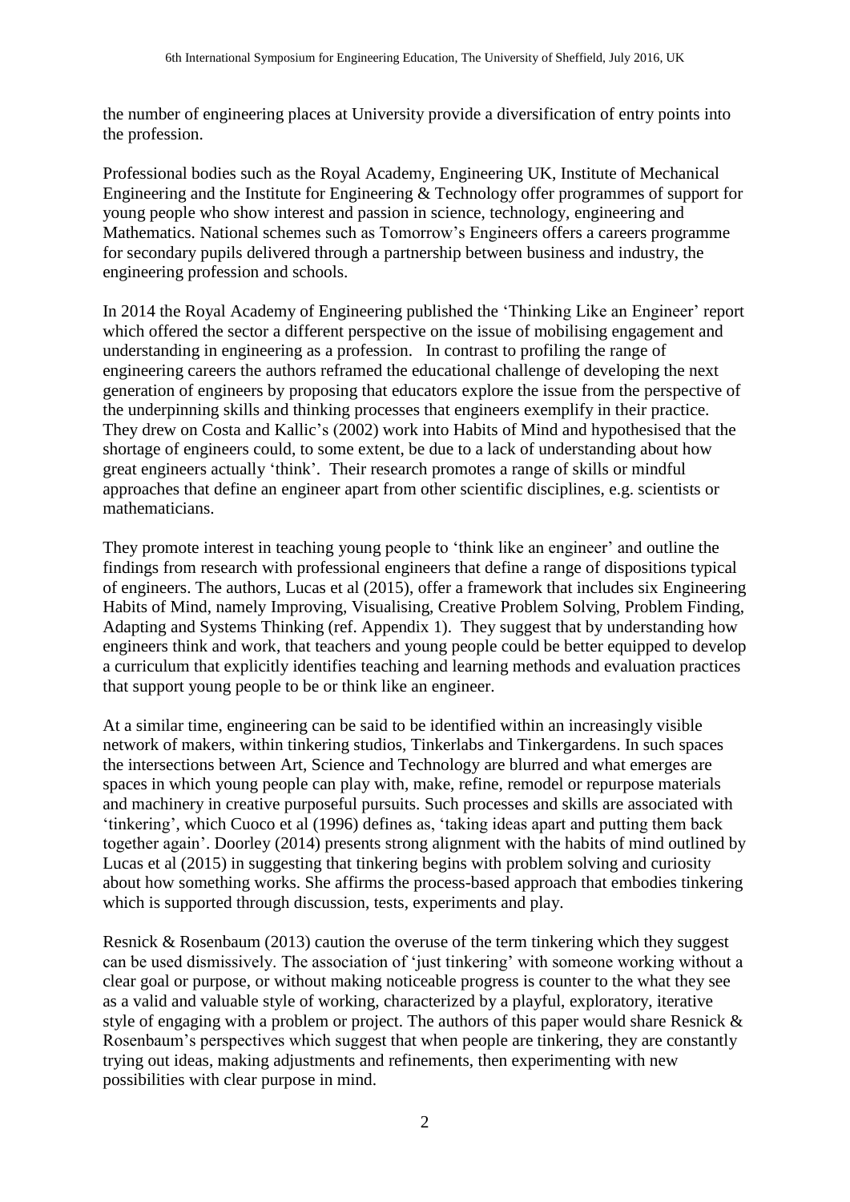the number of engineering places at University provide a diversification of entry points into the profession.

Professional bodies such as the Royal Academy, Engineering UK, Institute of Mechanical Engineering and the Institute for Engineering & Technology offer programmes of support for young people who show interest and passion in science, technology, engineering and Mathematics. National schemes such as Tomorrow's Engineers offers a careers programme for secondary pupils delivered through a partnership between business and industry, the engineering profession and schools.

In 2014 the Royal Academy of Engineering published the 'Thinking Like an Engineer' report which offered the sector a different perspective on the issue of mobilising engagement and understanding in engineering as a profession. In contrast to profiling the range of engineering careers the authors reframed the educational challenge of developing the next generation of engineers by proposing that educators explore the issue from the perspective of the underpinning skills and thinking processes that engineers exemplify in their practice. They drew on Costa and Kallic's (2002) work into Habits of Mind and hypothesised that the shortage of engineers could, to some extent, be due to a lack of understanding about how great engineers actually 'think'. Their research promotes a range of skills or mindful approaches that define an engineer apart from other scientific disciplines, e.g. scientists or mathematicians.

They promote interest in teaching young people to 'think like an engineer' and outline the findings from research with professional engineers that define a range of dispositions typical of engineers. The authors, Lucas et al (2015), offer a framework that includes six Engineering Habits of Mind, namely Improving, Visualising, Creative Problem Solving, Problem Finding, Adapting and Systems Thinking (ref. Appendix 1). They suggest that by understanding how engineers think and work, that teachers and young people could be better equipped to develop a curriculum that explicitly identifies teaching and learning methods and evaluation practices that support young people to be or think like an engineer.

At a similar time, engineering can be said to be identified within an increasingly visible network of makers, within tinkering studios, Tinkerlabs and Tinkergardens. In such spaces the intersections between Art, Science and Technology are blurred and what emerges are spaces in which young people can play with, make, refine, remodel or repurpose materials and machinery in creative purposeful pursuits. Such processes and skills are associated with 'tinkering', which Cuoco et al (1996) defines as, 'taking ideas apart and putting them back together again'. Doorley (2014) presents strong alignment with the habits of mind outlined by Lucas et al (2015) in suggesting that tinkering begins with problem solving and curiosity about how something works. She affirms the process-based approach that embodies tinkering which is supported through discussion, tests, experiments and play.

Resnick & Rosenbaum (2013) caution the overuse of the term tinkering which they suggest can be used dismissively. The association of 'just tinkering' with someone working without a clear goal or purpose, or without making noticeable progress is counter to the what they see as a valid and valuable style of working, characterized by a playful, exploratory, iterative style of engaging with a problem or project. The authors of this paper would share Resnick & Rosenbaum's perspectives which suggest that when people are tinkering, they are constantly trying out ideas, making adjustments and refinements, then experimenting with new possibilities with clear purpose in mind.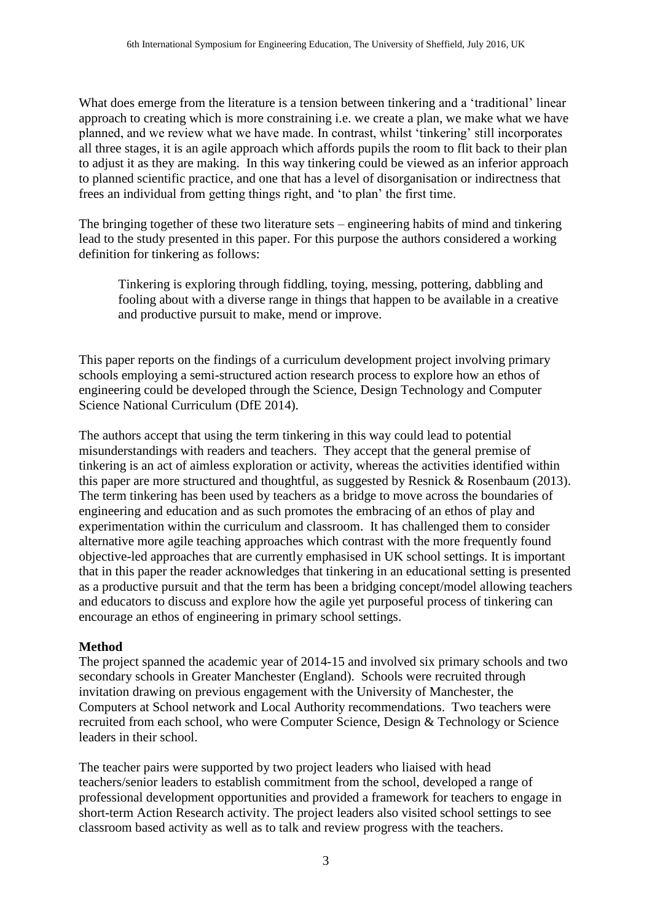What does emerge from the literature is a tension between tinkering and a 'traditional' linear approach to creating which is more constraining i.e. we create a plan, we make what we have planned, and we review what we have made. In contrast, whilst 'tinkering' still incorporates all three stages, it is an agile approach which affords pupils the room to flit back to their plan to adjust it as they are making. In this way tinkering could be viewed as an inferior approach to planned scientific practice, and one that has a level of disorganisation or indirectness that frees an individual from getting things right, and 'to plan' the first time.

The bringing together of these two literature sets – engineering habits of mind and tinkering lead to the study presented in this paper. For this purpose the authors considered a working definition for tinkering as follows:

> Tinkering is exploring through fiddling, toying, messing, pottering, dabbling and fooling about with a diverse range in things that happen to be available in a creative and productive pursuit to make, mend or improve.

This paper reports on the findings of a curriculum development project involving primary schools employing a semi-structured action research process to explore how an ethos of engineering could be developed through the Science, Design Technology and Computer Science National Curriculum (DfE 2014).

The authors accept that using the term tinkering in this way could lead to potential misunderstandings with readers and teachers. They accept that the general premise of tinkering is an act of aimless exploration or activity, whereas the activities identified within this paper are more structured and thoughtful, as suggested by Resnick & Rosenbaum (2013). The term tinkering has been used by teachers as a bridge to move across the boundaries of engineering and education and as such promotes the embracing of an ethos of play and experimentation within the curriculum and classroom. It has challenged them to consider alternative more agile teaching approaches which contrast with the more frequently found objective-led approaches that are currently emphasised in UK school settings. It is important that in this paper the reader acknowledges that tinkering in an educational setting is presented as a productive pursuit and that the term has been a bridging concept/model allowing teachers and educators to discuss and explore how the agile yet purposeful process of tinkering can encourage an ethos of engineering in primary school settings.

## Method

The project spanned the academic year of 2014-15 and involved six primary schools and two secondary schools in Greater Manchester (England). Schools were recruited through invitation drawing on previous engagement with the University of Manchester, the Computers at School network and Local Authority recommendations. Two teachers were recruited from each school, who were Computer Science, Design & Technology or Science leaders in their school.

The teacher pairs were supported by two project leaders who liaised with head teachers/senior leaders to establish commitment from the school, developed a range of professional development opportunities and provided a framework for teachers to engage in short-term Action Research activity. The project leaders also visited school settings to see classroom based activity as well as to talk and review progress with the teachers.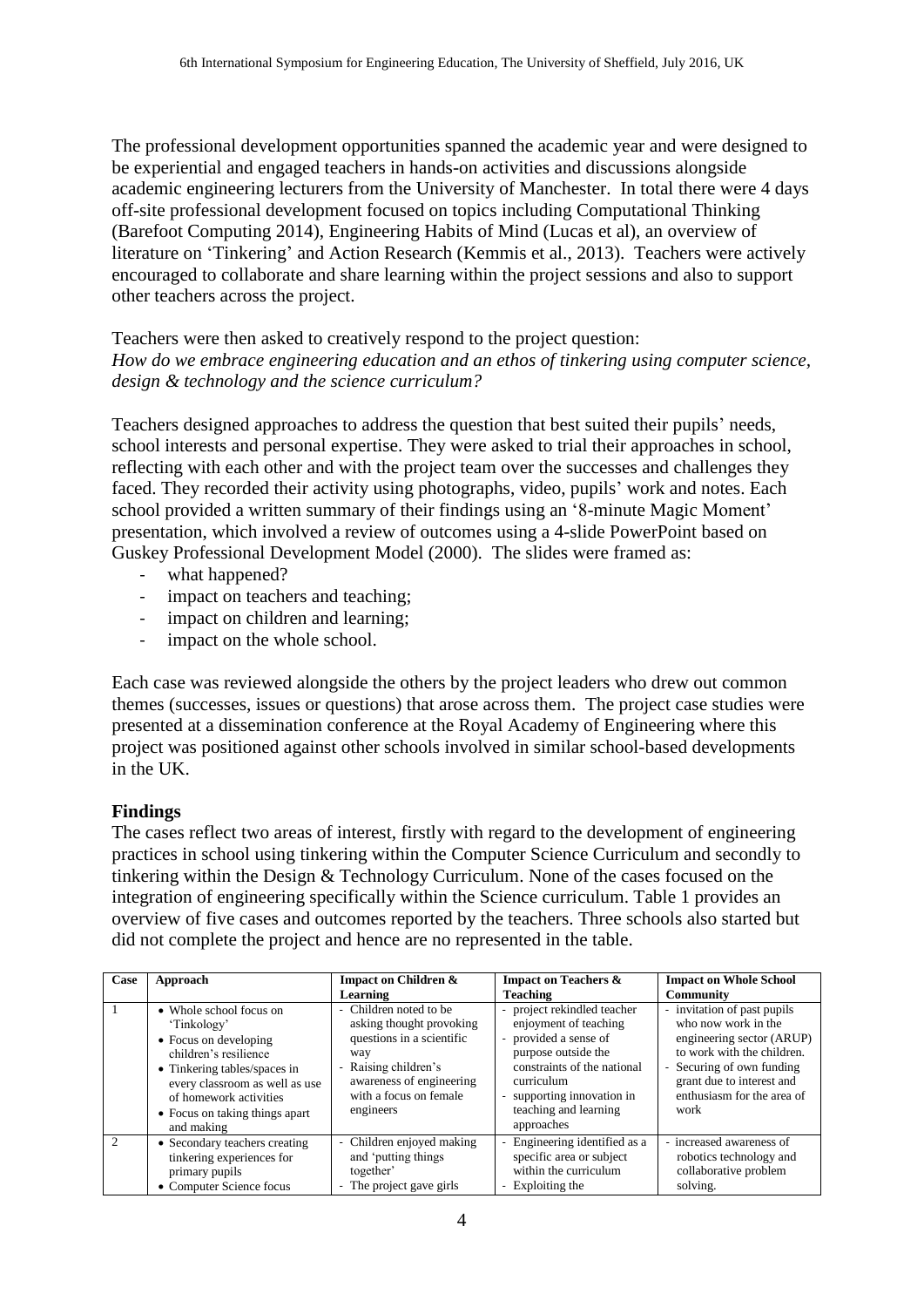The professional development opportunities spanned the academic year and were designed to be experiential and engaged teachers in hands-on activities and discussions alongside academic engineering lecturers from the University of Manchester. In total there were 4 days off-site professional development focused on topics including Computational Thinking (Barefoot Computing 2014), Engineering Habits of Mind (Lucas et al), an overview of literature on 'Tinkering' and Action Research (Kemmis et al., 2013). Teachers were actively encouraged to collaborate and share learning within the project sessions and also to support other teachers across the project.

Teachers were then asked to creatively respond to the project question:
*How do we embrace engineering education and an ethos of tinkering using computer science, design & technology and the science curriculum?*

Teachers designed approaches to address the question that best suited their pupils' needs, school interests and personal expertise. They were asked to trial their approaches in school, reflecting with each other and with the project team over the successes and challenges they faced. They recorded their activity using photographs, video, pupils' work and notes. Each school provided a written summary of their findings using an '8-minute Magic Moment' presentation, which involved a review of outcomes using a 4-slide PowerPoint based on Guskey Professional Development Model (2000). The slides were framed as:

- what happened?
- impact on teachers and teaching;
- impact on children and learning;
- impact on the whole school.

Each case was reviewed alongside the others by the project leaders who drew out common themes (successes, issues or questions) that arose across them. The project case studies were presented at a dissemination conference at the Royal Academy of Engineering where this project was positioned against other schools involved in similar school-based developments in the UK.

## Findings

The cases reflect two areas of interest, firstly with regard to the development of engineering practices in school using tinkering within the Computer Science Curriculum and secondly to tinkering within the Design & Technology Curriculum. None of the cases focused on the integration of engineering specifically within the Science curriculum. Table 1 provides an overview of five cases and outcomes reported by the teachers. Three schools also started but did not complete the project and hence are no represented in the table.

| Case | Approach | Impact on Children & Learning | Impact on Teachers & Teaching | Impact on Whole School Community |
|---|---|---|---|---|
| 1 | • Whole school focus on 'Tinkology'<br>• Focus on developing children's resilience<br>• Tinkering tables/spaces in every classroom as well as use of homework activities<br>• Focus on taking things apart and making | - Children noted to be asking thought provoking questions in a scientific way<br>- Raising children's awareness of engineering with a focus on female engineers | - project rekindled teacher enjoyment of teaching<br>- provided a sense of purpose outside the constraints of the national curriculum<br>- supporting innovation in teaching and learning approaches | - invitation of past pupils who now work in the engineering sector (ARUP) to work with the children.<br>- Securing of own funding grant due to interest and enthusiasm for the area of work |
| 2 | • Secondary teachers creating tinkering experiences for primary pupils<br>• Computer Science focus | - Children enjoyed making and 'putting things together'<br>- The project gave girls | - Engineering identified as a specific area or subject within the curriculum<br>- Exploiting the | - increased awareness of robotics technology and collaborative problem solving. |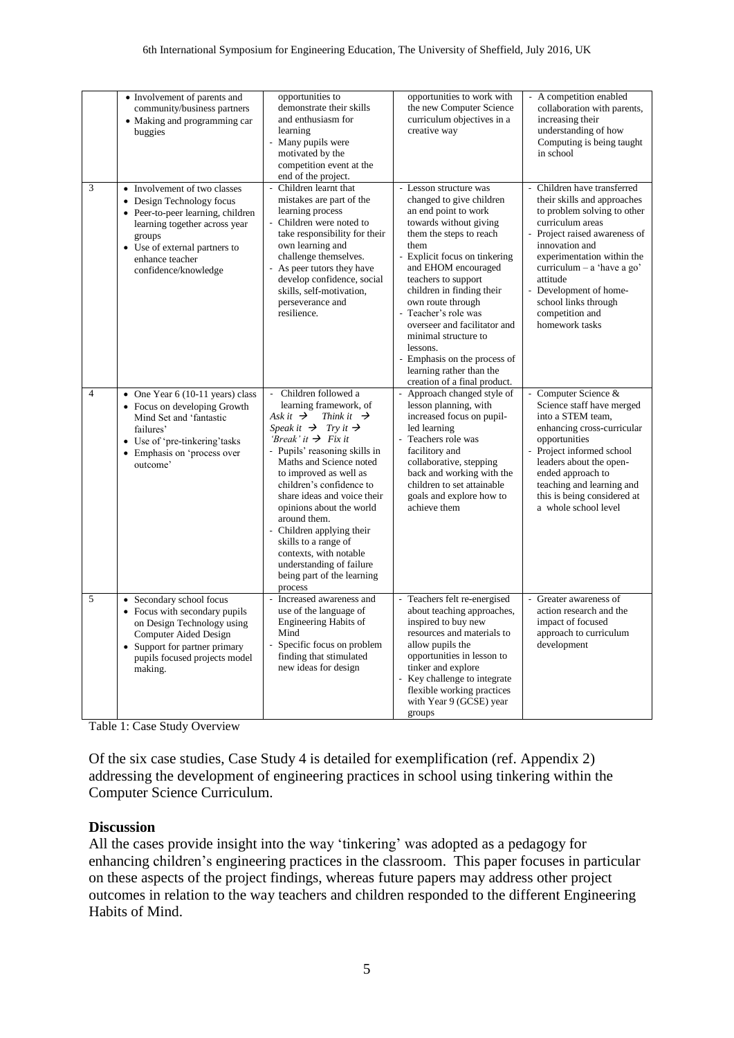| | | | | |
|---|---|---|---|---|
| | • Involvement of parents and community/business partners<br>• Making and programming car buggies | opportunities to demonstrate their skills and enthusiasm for learning<br>- Many pupils were motivated by the competition event at the end of the project. | opportunities to work with the new Computer Science curriculum objectives in a creative way | - A competition enabled collaboration with parents, increasing their understanding of how Computing is being taught in school |
| 3 | • Involvement of two classes<br>• Design Technology focus<br>• Peer-to-peer learning, children learning together across year groups<br>• Use of external partners to enhance teacher confidence/knowledge | - Children learnt that mistakes are part of the learning process<br>- Children were noted to take responsibility for their own learning and challenge themselves.<br>- As peer tutors they have develop confidence, social skills, self-motivation, perseverance and resilience. | - Lesson structure was changed to give children an end point to work towards without giving them the steps to reach them<br>- Explicit focus on tinkering and EHOM encouraged teachers to support children in finding their own route through<br>- Teacher's role was overseer and facilitator and minimal structure to lessons.<br>- Emphasis on the process of learning rather than the creation of a final product. | - Children have transferred their skills and approaches to problem solving to other curriculum areas<br>- Project raised awareness of innovation and experimentation within the curriculum – a 'have a go' attitude<br>- Development of home-school links through competition and homework tasks |
| 4 | • One Year 6 (10-11 years) class<br>• Focus on developing Growth Mind Set and 'fantastic failures'<br>• Use of 'pre-tinkering' tasks<br>• Emphasis on 'process over outcome' | - Children followed a learning framework, of *Ask it* → *Think it* → *Speak it* → *Try it* → *'Break' it* → *Fix it*<br>- Pupils' reasoning skills in Maths and Science noted to improved as well as children's confidence to share ideas and voice their opinions about the world around them.<br>- Children applying their skills to a range of contexts, with notable understanding of failure being part of the learning process | - Approach changed style of lesson planning, with increased focus on pupil-led learning<br>- Teachers role was facilitory and collaborative, stepping back and working with the children to set attainable goals and explore how to achieve them | - Computer Science & Science staff have merged into a STEM team, enhancing cross-curricular opportunities<br>- Project informed school leaders about the open-ended approach to teaching and learning and this is being considered at a whole school level |
| 5 | • Secondary school focus<br>• Focus with secondary pupils on Design Technology using Computer Aided Design<br>• Support for partner primary pupils focused projects model making. | - Increased awareness and use of the language of Engineering Habits of Mind<br>- Specific focus on problem finding that stimulated new ideas for design | - Teachers felt re-energised about teaching approaches, inspired to buy new resources and materials to allow pupils the opportunities in lesson to tinker and explore<br>- Key challenge to integrate flexible working practices with Year 9 (GCSE) year groups | - Greater awareness of action research and the impact of focused approach to curriculum development |

Table 1: Case Study Overview

Of the six case studies, Case Study 4 is detailed for exemplification (ref. Appendix 2) addressing the development of engineering practices in school using tinkering within the Computer Science Curriculum.

## Discussion

All the cases provide insight into the way 'tinkering' was adopted as a pedagogy for enhancing children's engineering practices in the classroom. This paper focuses in particular on these aspects of the project findings, whereas future papers may address other project outcomes in relation to the way teachers and children responded to the different Engineering Habits of Mind.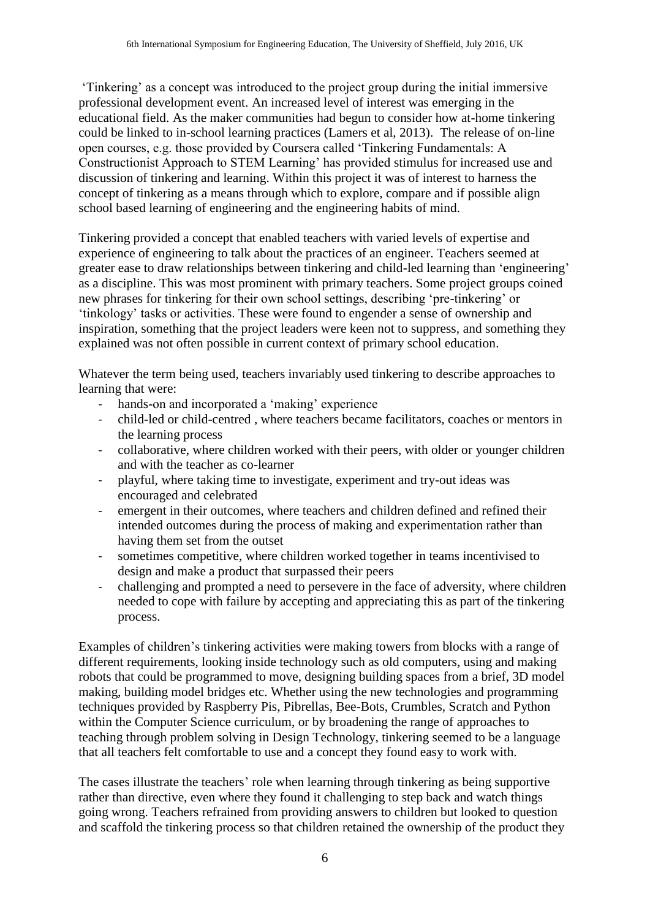'Tinkering' as a concept was introduced to the project group during the initial immersive professional development event. An increased level of interest was emerging in the educational field. As the maker communities had begun to consider how at-home tinkering could be linked to in-school learning practices (Lamers et al, 2013). The release of on-line open courses, e.g. those provided by Coursera called 'Tinkering Fundamentals: A Constructionist Approach to STEM Learning' has provided stimulus for increased use and discussion of tinkering and learning. Within this project it was of interest to harness the concept of tinkering as a means through which to explore, compare and if possible align school based learning of engineering and the engineering habits of mind.

Tinkering provided a concept that enabled teachers with varied levels of expertise and experience of engineering to talk about the practices of an engineer. Teachers seemed at greater ease to draw relationships between tinkering and child-led learning than 'engineering' as a discipline. This was most prominent with primary teachers. Some project groups coined new phrases for tinkering for their own school settings, describing 'pre-tinkering' or 'tinkology' tasks or activities. These were found to engender a sense of ownership and inspiration, something that the project leaders were keen not to suppress, and something they explained was not often possible in current context of primary school education.

Whatever the term being used, teachers invariably used tinkering to describe approaches to learning that were:

- hands-on and incorporated a 'making' experience
- child-led or child-centred , where teachers became facilitators, coaches or mentors in the learning process
- collaborative, where children worked with their peers, with older or younger children and with the teacher as co-learner
- playful, where taking time to investigate, experiment and try-out ideas was encouraged and celebrated
- emergent in their outcomes, where teachers and children defined and refined their intended outcomes during the process of making and experimentation rather than having them set from the outset
- sometimes competitive, where children worked together in teams incentivised to design and make a product that surpassed their peers
- challenging and prompted a need to persevere in the face of adversity, where children needed to cope with failure by accepting and appreciating this as part of the tinkering process.

Examples of children's tinkering activities were making towers from blocks with a range of different requirements, looking inside technology such as old computers, using and making robots that could be programmed to move, designing building spaces from a brief, 3D model making, building model bridges etc. Whether using the new technologies and programming techniques provided by Raspberry Pis, Pibrellas, Bee-Bots, Crumbles, Scratch and Python within the Computer Science curriculum, or by broadening the range of approaches to teaching through problem solving in Design Technology, tinkering seemed to be a language that all teachers felt comfortable to use and a concept they found easy to work with.

The cases illustrate the teachers' role when learning through tinkering as being supportive rather than directive, even where they found it challenging to step back and watch things going wrong. Teachers refrained from providing answers to children but looked to question and scaffold the tinkering process so that children retained the ownership of the product they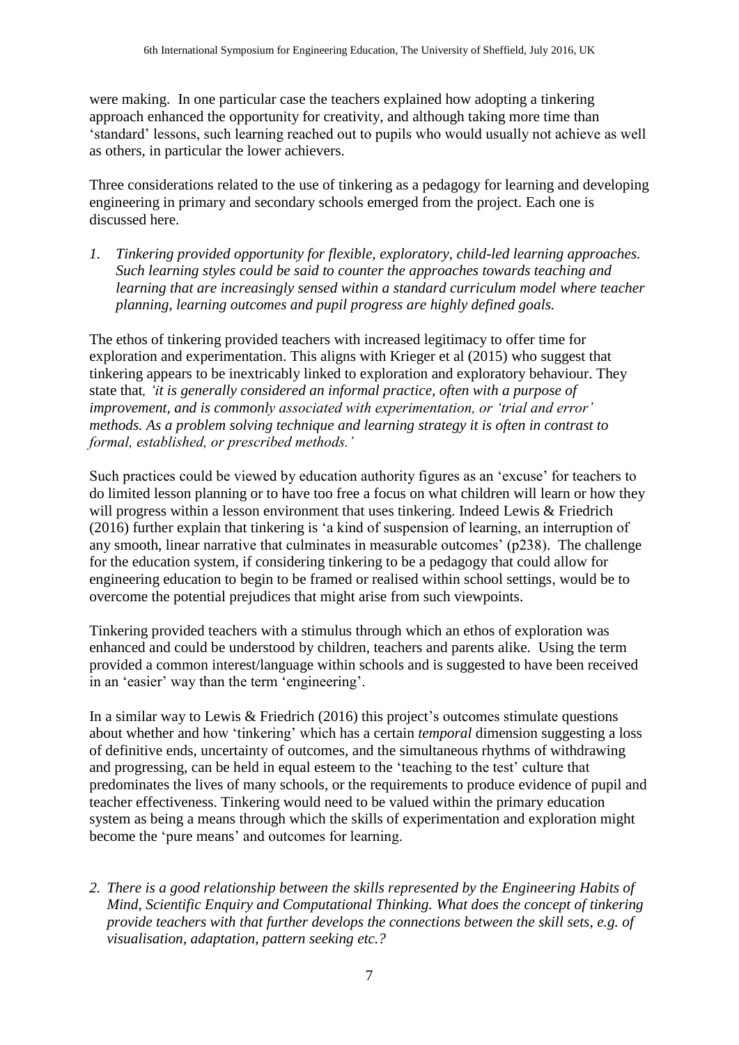were making. In one particular case the teachers explained how adopting a tinkering approach enhanced the opportunity for creativity, and although taking more time than 'standard' lessons, such learning reached out to pupils who would usually not achieve as well as others, in particular the lower achievers.

Three considerations related to the use of tinkering as a pedagogy for learning and developing engineering in primary and secondary schools emerged from the project. Each one is discussed here.

1. *Tinkering provided opportunity for flexible, exploratory, child-led learning approaches. Such learning styles could be said to counter the approaches towards teaching and learning that are increasingly sensed within a standard curriculum model where teacher planning, learning outcomes and pupil progress are highly defined goals.*

The ethos of tinkering provided teachers with increased legitimacy to offer time for exploration and experimentation. This aligns with Krieger et al (2015) who suggest that tinkering appears to be inextricably linked to exploration and exploratory behaviour. They state that*, 'it is generally considered an informal practice, often with a purpose of improvement, and is commonly associated with experimentation, or 'trial and error' methods. As a problem solving technique and learning strategy it is often in contrast to formal, established, or prescribed methods.'*

Such practices could be viewed by education authority figures as an 'excuse' for teachers to do limited lesson planning or to have too free a focus on what children will learn or how they will progress within a lesson environment that uses tinkering. Indeed Lewis & Friedrich (2016) further explain that tinkering is 'a kind of suspension of learning, an interruption of any smooth, linear narrative that culminates in measurable outcomes' (p238). The challenge for the education system, if considering tinkering to be a pedagogy that could allow for engineering education to begin to be framed or realised within school settings, would be to overcome the potential prejudices that might arise from such viewpoints.

Tinkering provided teachers with a stimulus through which an ethos of exploration was enhanced and could be understood by children, teachers and parents alike. Using the term provided a common interest/language within schools and is suggested to have been received in an 'easier' way than the term 'engineering'.

In a similar way to Lewis & Friedrich (2016) this project's outcomes stimulate questions about whether and how 'tinkering' which has a certain *temporal* dimension suggesting a loss of definitive ends, uncertainty of outcomes, and the simultaneous rhythms of withdrawing and progressing, can be held in equal esteem to the 'teaching to the test' culture that predominates the lives of many schools, or the requirements to produce evidence of pupil and teacher effectiveness. Tinkering would need to be valued within the primary education system as being a means through which the skills of experimentation and exploration might become the 'pure means' and outcomes for learning.

2. *There is a good relationship between the skills represented by the Engineering Habits of Mind, Scientific Enquiry and Computational Thinking. What does the concept of tinkering provide teachers with that further develops the connections between the skill sets, e.g. of visualisation, adaptation, pattern seeking etc.?*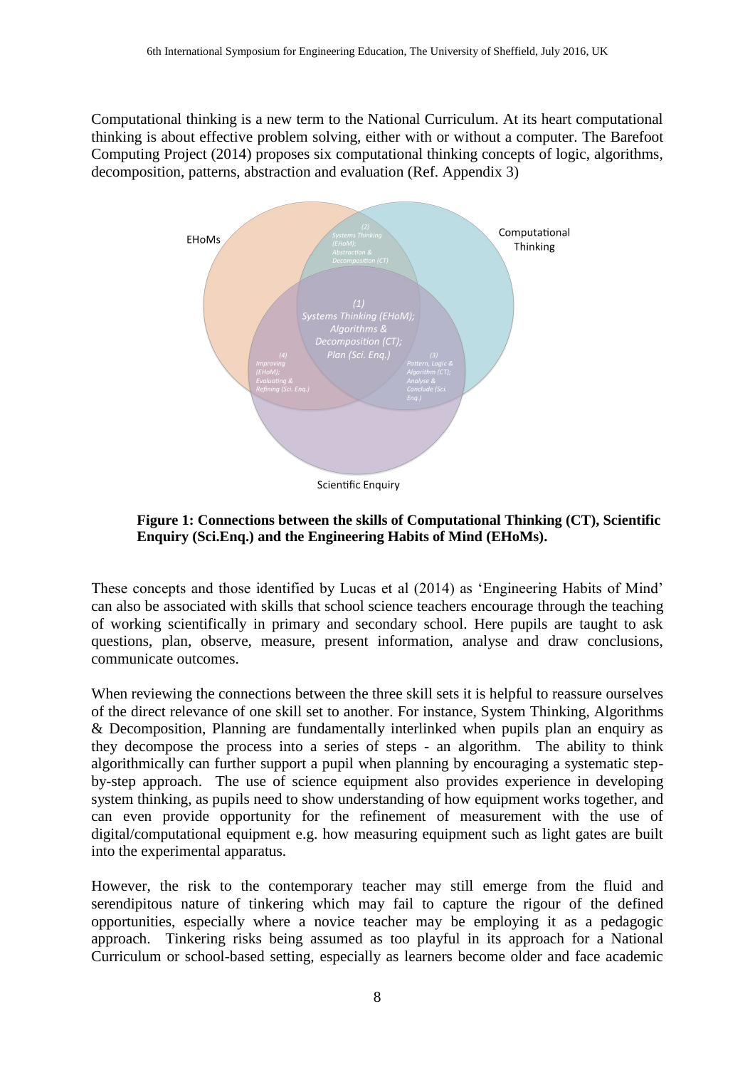Computational thinking is a new term to the National Curriculum. At its heart computational thinking is about effective problem solving, either with or without a computer. The Barefoot Computing Project (2014) proposes six computational thinking concepts of logic, algorithms, decomposition, patterns, abstraction and evaluation (Ref. Appendix 3)

EHoMs

Computational Thinking

(2) Systems Thinking (EHoM); Abstraction & Decomposition (CT)

(1) Systems Thinking (EHoM); Algorithms & Decomposition (CT); Plan (Sci. Enq.)

(4) Improving (EHoM); Evaluating & Refining (Sci. Enq.)

(3) Pattern, Logic & Algorithm (CT); Analyse & Conclude (Sci. Enq.)

Scientific Enquiry

**Figure 1: Connections between the skills of Computational Thinking (CT), Scientific Enquiry (Sci.Enq.) and the Engineering Habits of Mind (EHoMs).**

These concepts and those identified by Lucas et al (2014) as 'Engineering Habits of Mind' can also be associated with skills that school science teachers encourage through the teaching of working scientifically in primary and secondary school. Here pupils are taught to ask questions, plan, observe, measure, present information, analyse and draw conclusions, communicate outcomes.

When reviewing the connections between the three skill sets it is helpful to reassure ourselves of the direct relevance of one skill set to another. For instance, System Thinking, Algorithms & Decomposition, Planning are fundamentally interlinked when pupils plan an enquiry as they decompose the process into a series of steps - an algorithm. The ability to think algorithmically can further support a pupil when planning by encouraging a systematic step-by-step approach. The use of science equipment also provides experience in developing system thinking, as pupils need to show understanding of how equipment works together, and can even provide opportunity for the refinement of measurement with the use of digital/computational equipment e.g. how measuring equipment such as light gates are built into the experimental apparatus.

However, the risk to the contemporary teacher may still emerge from the fluid and serendipitous nature of tinkering which may fail to capture the rigour of the defined opportunities, especially where a novice teacher may be employing it as a pedagogic approach. Tinkering risks being assumed as too playful in its approach for a National Curriculum or school-based setting, especially as learners become older and face academic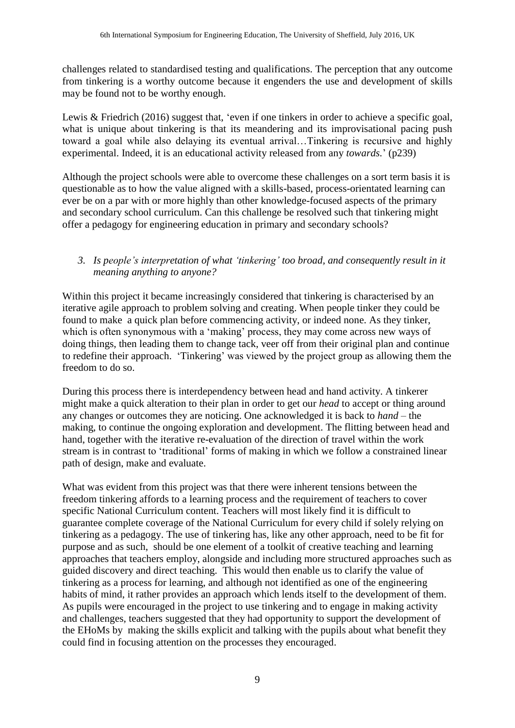challenges related to standardised testing and qualifications. The perception that any outcome from tinkering is a worthy outcome because it engenders the use and development of skills may be found not to be worthy enough.

Lewis & Friedrich (2016) suggest that, 'even if one tinkers in order to achieve a specific goal, what is unique about tinkering is that its meandering and its improvisational pacing push toward a goal while also delaying its eventual arrival…Tinkering is recursive and highly experimental. Indeed, it is an educational activity released from any *towards*.' (p239)

Although the project schools were able to overcome these challenges on a sort term basis it is questionable as to how the value aligned with a skills-based, process-orientated learning can ever be on a par with or more highly than other knowledge-focused aspects of the primary and secondary school curriculum. Can this challenge be resolved such that tinkering might offer a pedagogy for engineering education in primary and secondary schools?

3. *Is people's interpretation of what 'tinkering' too broad, and consequently result in it meaning anything to anyone?*

Within this project it became increasingly considered that tinkering is characterised by an iterative agile approach to problem solving and creating. When people tinker they could be found to make a quick plan before commencing activity, or indeed none. As they tinker, which is often synonymous with a 'making' process, they may come across new ways of doing things, then leading them to change tack, veer off from their original plan and continue to redefine their approach. 'Tinkering' was viewed by the project group as allowing them the freedom to do so.

During this process there is interdependency between head and hand activity. A tinkerer might make a quick alteration to their plan in order to get our *head* to accept or thing around any changes or outcomes they are noticing. One acknowledged it is back to *hand* – the making, to continue the ongoing exploration and development. The flitting between head and hand, together with the iterative re-evaluation of the direction of travel within the work stream is in contrast to 'traditional' forms of making in which we follow a constrained linear path of design, make and evaluate.

What was evident from this project was that there were inherent tensions between the freedom tinkering affords to a learning process and the requirement of teachers to cover specific National Curriculum content. Teachers will most likely find it is difficult to guarantee complete coverage of the National Curriculum for every child if solely relying on tinkering as a pedagogy. The use of tinkering has, like any other approach, need to be fit for purpose and as such, should be one element of a toolkit of creative teaching and learning approaches that teachers employ, alongside and including more structured approaches such as guided discovery and direct teaching. This would then enable us to clarify the value of tinkering as a process for learning, and although not identified as one of the engineering habits of mind, it rather provides an approach which lends itself to the development of them. As pupils were encouraged in the project to use tinkering and to engage in making activity and challenges, teachers suggested that they had opportunity to support the development of the EHoMs by making the skills explicit and talking with the pupils about what benefit they could find in focusing attention on the processes they encouraged.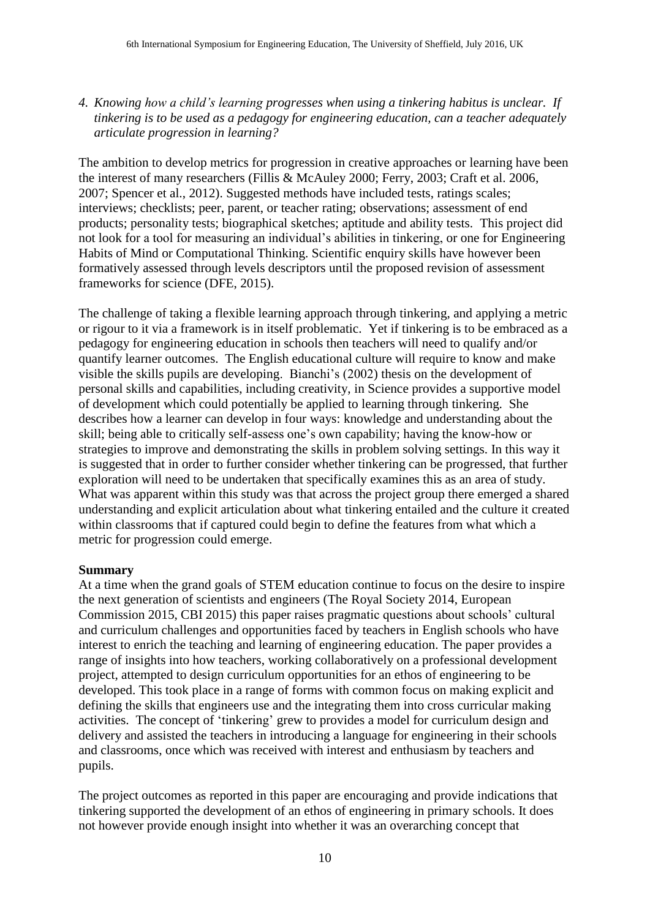*4. Knowing how a child's learning progresses when using a tinkering habitus is unclear. If tinkering is to be used as a pedagogy for engineering education, can a teacher adequately articulate progression in learning?*

The ambition to develop metrics for progression in creative approaches or learning have been the interest of many researchers (Fillis & McAuley 2000; Ferry, 2003; Craft et al. 2006, 2007; Spencer et al., 2012). Suggested methods have included tests, ratings scales; interviews; checklists; peer, parent, or teacher rating; observations; assessment of end products; personality tests; biographical sketches; aptitude and ability tests. This project did not look for a tool for measuring an individual's abilities in tinkering, or one for Engineering Habits of Mind or Computational Thinking. Scientific enquiry skills have however been formatively assessed through levels descriptors until the proposed revision of assessment frameworks for science (DFE, 2015).

The challenge of taking a flexible learning approach through tinkering, and applying a metric or rigour to it via a framework is in itself problematic. Yet if tinkering is to be embraced as a pedagogy for engineering education in schools then teachers will need to qualify and/or quantify learner outcomes. The English educational culture will require to know and make visible the skills pupils are developing. Bianchi's (2002) thesis on the development of personal skills and capabilities, including creativity, in Science provides a supportive model of development which could potentially be applied to learning through tinkering. She describes how a learner can develop in four ways: knowledge and understanding about the skill; being able to critically self-assess one's own capability; having the know-how or strategies to improve and demonstrating the skills in problem solving settings. In this way it is suggested that in order to further consider whether tinkering can be progressed, that further exploration will need to be undertaken that specifically examines this as an area of study. What was apparent within this study was that across the project group there emerged a shared understanding and explicit articulation about what tinkering entailed and the culture it created within classrooms that if captured could begin to define the features from what which a metric for progression could emerge.

**Summary**

At a time when the grand goals of STEM education continue to focus on the desire to inspire the next generation of scientists and engineers (The Royal Society 2014, European Commission 2015, CBI 2015) this paper raises pragmatic questions about schools' cultural and curriculum challenges and opportunities faced by teachers in English schools who have interest to enrich the teaching and learning of engineering education. The paper provides a range of insights into how teachers, working collaboratively on a professional development project, attempted to design curriculum opportunities for an ethos of engineering to be developed. This took place in a range of forms with common focus on making explicit and defining the skills that engineers use and the integrating them into cross curricular making activities. The concept of 'tinkering' grew to provides a model for curriculum design and delivery and assisted the teachers in introducing a language for engineering in their schools and classrooms, once which was received with interest and enthusiasm by teachers and pupils.

The project outcomes as reported in this paper are encouraging and provide indications that tinkering supported the development of an ethos of engineering in primary schools. It does not however provide enough insight into whether it was an overarching concept that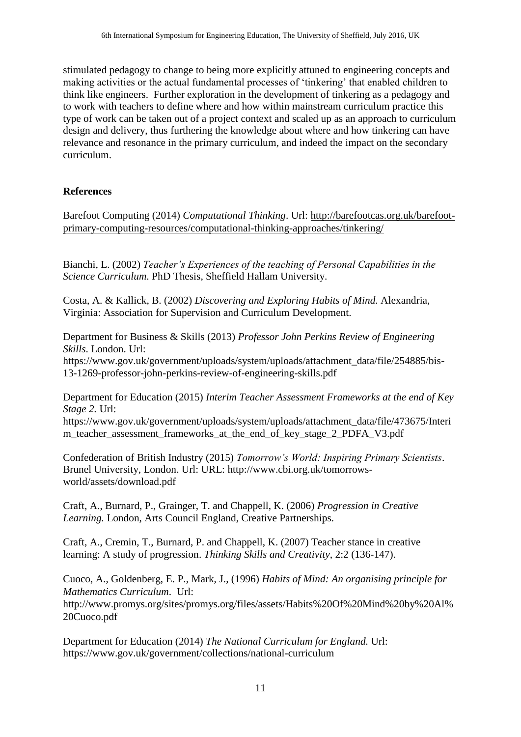stimulated pedagogy to change to being more explicitly attuned to engineering concepts and making activities or the actual fundamental processes of 'tinkering' that enabled children to think like engineers. Further exploration in the development of tinkering as a pedagogy and to work with teachers to define where and how within mainstream curriculum practice this type of work can be taken out of a project context and scaled up as an approach to curriculum design and delivery, thus furthering the knowledge about where and how tinkering can have relevance and resonance in the primary curriculum, and indeed the impact on the secondary curriculum.

## References

Barefoot Computing (2014) *Computational Thinking*. Url: http://barefootcas.org.uk/barefoot-primary-computing-resources/computational-thinking-approaches/tinkering/

Bianchi, L. (2002) *Teacher's Experiences of the teaching of Personal Capabilities in the Science Curriculum*. PhD Thesis, Sheffield Hallam University.

Costa, A. & Kallick, B. (2002) *Discovering and Exploring Habits of Mind.* Alexandria, Virginia: Association for Supervision and Curriculum Development.

Department for Business & Skills (2013) *Professor John Perkins Review of Engineering Skills*. London. Url: https://www.gov.uk/government/uploads/system/uploads/attachment_data/file/254885/bis-13-1269-professor-john-perkins-review-of-engineering-skills.pdf

Department for Education (2015) *Interim Teacher Assessment Frameworks at the end of Key Stage 2.* Url: https://www.gov.uk/government/uploads/system/uploads/attachment_data/file/473675/Interim_teacher_assessment_frameworks_at_the_end_of_key_stage_2_PDFA_V3.pdf

Confederation of British Industry (2015) *Tomorrow's World: Inspiring Primary Scientists*. Brunel University, London. Url: URL: http://www.cbi.org.uk/tomorrows-world/assets/download.pdf

Craft, A., Burnard, P., Grainger, T. and Chappell, K. (2006) *Progression in Creative Learning.* London, Arts Council England, Creative Partnerships.

Craft, A., Cremin, T., Burnard, P. and Chappell, K. (2007) Teacher stance in creative learning: A study of progression. *Thinking Skills and Creativity*, 2:2 (136-147).

Cuoco, A., Goldenberg, E. P., Mark, J., (1996) *Habits of Mind: An organising principle for Mathematics Curriculum*. Url: http://www.promys.org/sites/promys.org/files/assets/Habits%20Of%20Mind%20by%20Al%20Cuoco.pdf

Department for Education (2014) *The National Curriculum for England.* Url: https://www.gov.uk/government/collections/national-curriculum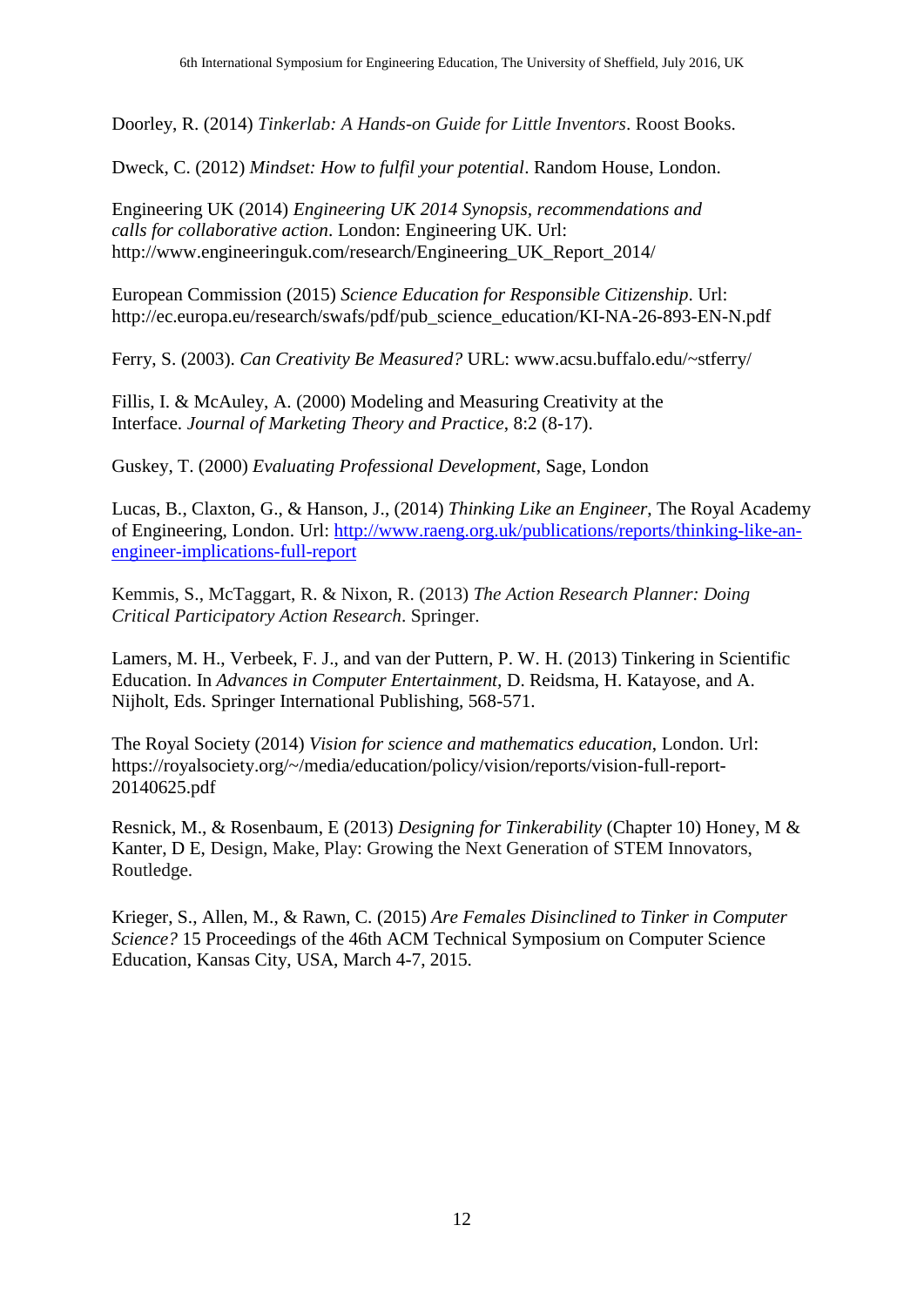Doorley, R. (2014) *Tinkerlab: A Hands-on Guide for Little Inventors*. Roost Books.

Dweck, C. (2012) *Mindset: How to fulfil your potential*. Random House, London.

Engineering UK (2014) *Engineering UK 2014 Synopsis, recommendations and calls for collaborative action*. London: Engineering UK. Url: http://www.engineeringuk.com/research/Engineering_UK_Report_2014/

European Commission (2015) *Science Education for Responsible Citizenship*. Url: http://ec.europa.eu/research/swafs/pdf/pub_science_education/KI-NA-26-893-EN-N.pdf

Ferry, S. (2003). *Can Creativity Be Measured?* URL: www.acsu.buffalo.edu/~stferry/

Fillis, I. & McAuley, A. (2000) Modeling and Measuring Creativity at the Interface. *Journal of Marketing Theory and Practice*, 8:2 (8-17).

Guskey, T. (2000) *Evaluating Professional Development*, Sage, London

Lucas, B., Claxton, G., & Hanson, J., (2014) *Thinking Like an Engineer*, The Royal Academy of Engineering, London. Url: [http://www.raeng.org.uk/publications/reports/thinking-like-an-engineer-implications-full-report](http://www.raeng.org.uk/publications/reports/thinking-like-an-engineer-implications-full-report)

Kemmis, S., McTaggart, R. & Nixon, R. (2013) *The Action Research Planner: Doing Critical Participatory Action Research*. Springer.

Lamers, M. H., Verbeek, F. J., and van der Puttern, P. W. H. (2013) Tinkering in Scientific Education. In *Advances in Computer Entertainment*, D. Reidsma, H. Katayose, and A. Nijholt, Eds. Springer International Publishing, 568-571.

The Royal Society (2014) *Vision for science and mathematics education*, London. Url: https://royalsociety.org/~/media/education/policy/vision/reports/vision-full-report-20140625.pdf

Resnick, M., & Rosenbaum, E (2013) *Designing for Tinkerability* (Chapter 10) Honey, M & Kanter, D E, Design, Make, Play: Growing the Next Generation of STEM Innovators, Routledge.

Krieger, S., Allen, M., & Rawn, C. (2015) *Are Females Disinclined to Tinker in Computer Science?* 15 Proceedings of the 46th ACM Technical Symposium on Computer Science Education, Kansas City, USA, March 4-7, 2015.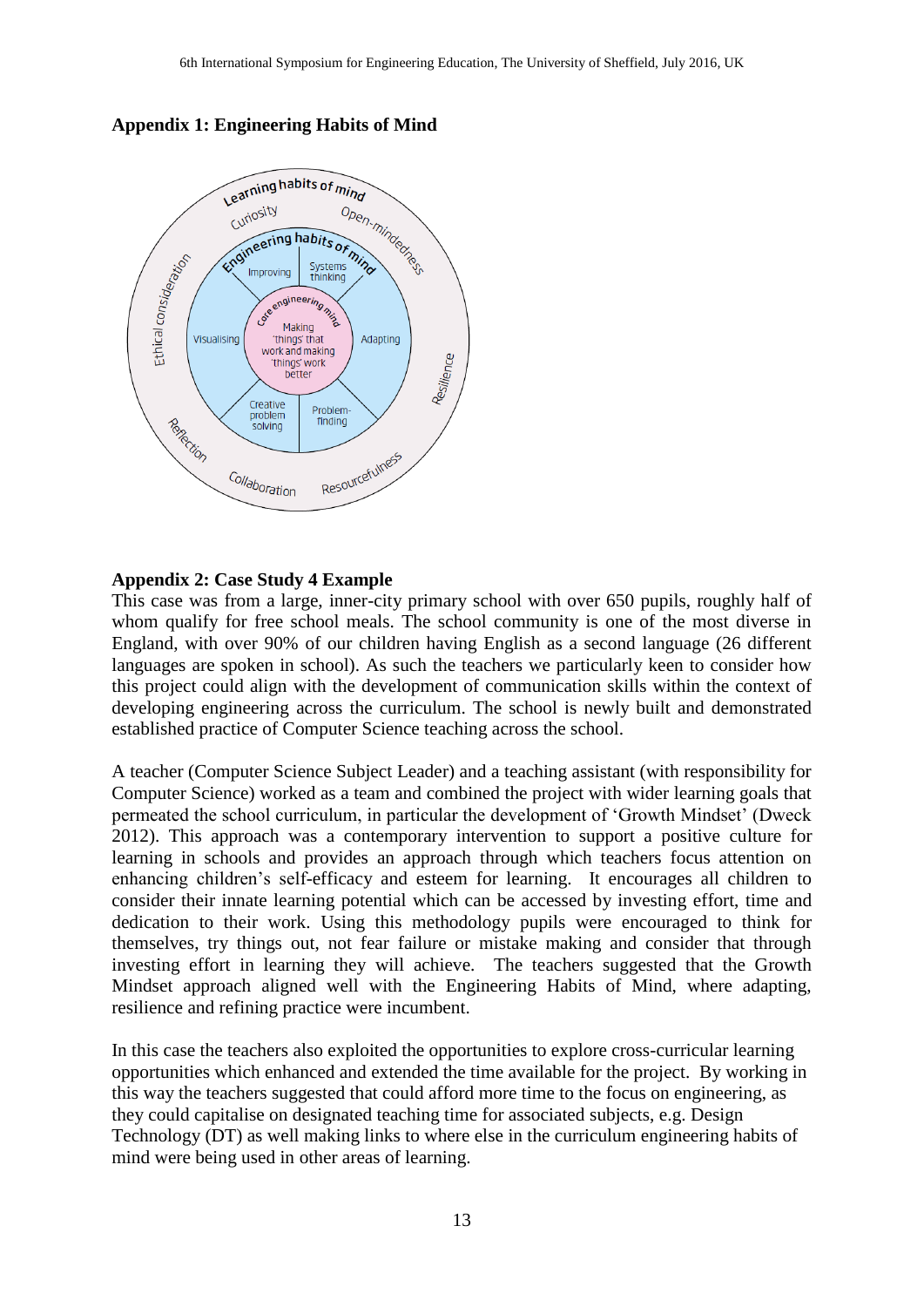## Appendix 1: Engineering Habits of Mind

## Appendix 2: Case Study 4 Example

This case was from a large, inner-city primary school with over 650 pupils, roughly half of whom qualify for free school meals. The school community is one of the most diverse in England, with over 90% of our children having English as a second language (26 different languages are spoken in school). As such the teachers we particularly keen to consider how this project could align with the development of communication skills within the context of developing engineering across the curriculum. The school is newly built and demonstrated established practice of Computer Science teaching across the school.

A teacher (Computer Science Subject Leader) and a teaching assistant (with responsibility for Computer Science) worked as a team and combined the project with wider learning goals that permeated the school curriculum, in particular the development of 'Growth Mindset' (Dweck 2012). This approach was a contemporary intervention to support a positive culture for learning in schools and provides an approach through which teachers focus attention on enhancing children's self-efficacy and esteem for learning. It encourages all children to consider their innate learning potential which can be accessed by investing effort, time and dedication to their work. Using this methodology pupils were encouraged to think for themselves, try things out, not fear failure or mistake making and consider that through investing effort in learning they will achieve. The teachers suggested that the Growth Mindset approach aligned well with the Engineering Habits of Mind, where adapting, resilience and refining practice were incumbent.

In this case the teachers also exploited the opportunities to explore cross-curricular learning opportunities which enhanced and extended the time available for the project. By working in this way the teachers suggested that could afford more time to the focus on engineering, as they could capitalise on designated teaching time for associated subjects, e.g. Design Technology (DT) as well making links to where else in the curriculum engineering habits of mind were being used in other areas of learning.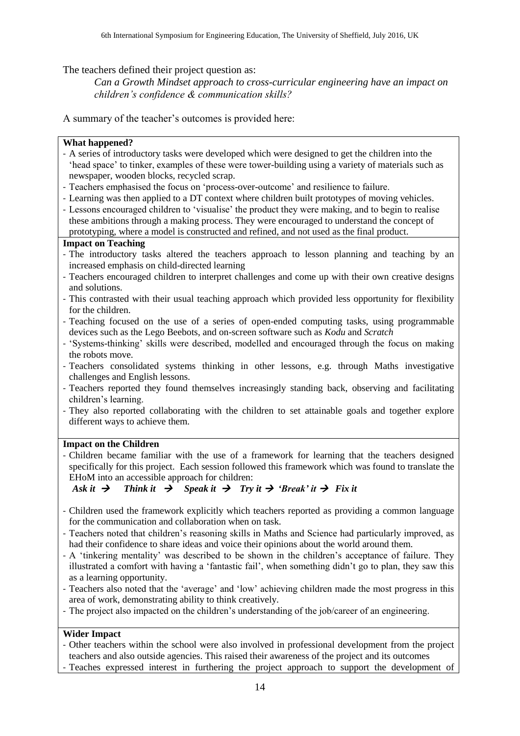The teachers defined their project question as:

*Can a Growth Mindset approach to cross-curricular engineering have an impact on children's confidence & communication skills?*

A summary of the teacher's outcomes is provided here:

**What happened?**

- A series of introductory tasks were developed which were designed to get the children into the 'head space' to tinker, examples of these were tower-building using a variety of materials such as newspaper, wooden blocks, recycled scrap.
- Teachers emphasised the focus on 'process-over-outcome' and resilience to failure.
- Learning was then applied to a DT context where children built prototypes of moving vehicles.
- Lessons encouraged children to 'visualise' the product they were making, and to begin to realise these ambitions through a making process. They were encouraged to understand the concept of prototyping, where a model is constructed and refined, and not used as the final product.

**Impact on Teaching**

- The introductory tasks altered the teachers approach to lesson planning and teaching by an increased emphasis on child-directed learning
- Teachers encouraged children to interpret challenges and come up with their own creative designs and solutions.
- This contrasted with their usual teaching approach which provided less opportunity for flexibility for the children.
- Teaching focused on the use of a series of open-ended computing tasks, using programmable devices such as the Lego Beebots, and on-screen software such as *Kodu* and *Scratch*
- 'Systems-thinking' skills were described, modelled and encouraged through the focus on making the robots move.
- Teachers consolidated systems thinking in other lessons, e.g. through Maths investigative challenges and English lessons.
- Teachers reported they found themselves increasingly standing back, observing and facilitating children's learning.
- They also reported collaborating with the children to set attainable goals and together explore different ways to achieve them.

**Impact on the Children**

- Children became familiar with the use of a framework for learning that the teachers designed specifically for this project. Each session followed this framework which was found to translate the EHoM into an accessible approach for children:

  ***Ask it → Think it → Speak it → Try it → 'Break' it → Fix it***

- Children used the framework explicitly which teachers reported as providing a common language for the communication and collaboration when on task.
- Teachers noted that children's reasoning skills in Maths and Science had particularly improved, as had their confidence to share ideas and voice their opinions about the world around them.
- A 'tinkering mentality' was described to be shown in the children's acceptance of failure. They illustrated a comfort with having a 'fantastic fail', when something didn't go to plan, they saw this as a learning opportunity.
- Teachers also noted that the 'average' and 'low' achieving children made the most progress in this area of work, demonstrating ability to think creatively.
- The project also impacted on the children's understanding of the job/career of an engineering.

**Wider Impact**

- Other teachers within the school were also involved in professional development from the project teachers and also outside agencies. This raised their awareness of the project and its outcomes
- Teaches expressed interest in furthering the project approach to support the development of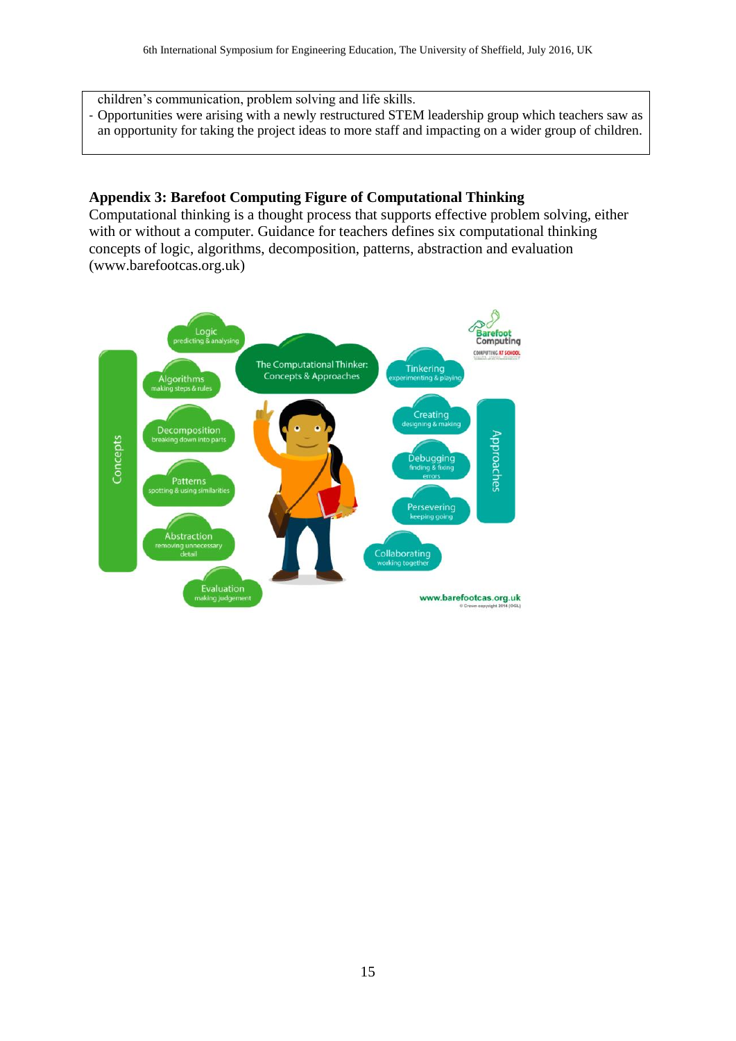children's communication, problem solving and life skills.
- Opportunities were arising with a newly restructured STEM leadership group which teachers saw as an opportunity for taking the project ideas to more staff and impacting on a wider group of children.

**Appendix 3: Barefoot Computing Figure of Computational Thinking**

Computational thinking is a thought process that supports effective problem solving, either with or without a computer. Guidance for teachers defines six computational thinking concepts of logic, algorithms, decomposition, patterns, abstraction and evaluation (www.barefootcas.org.uk)

The Computational Thinker: Concepts & Approaches

Concepts

Logic
predicting & analysing

Algorithms
making steps & rules

Decomposition
breaking down into parts

Patterns
spotting & using similarities

Abstraction
removing unnecessary detail

Evaluation
making judgement

Approaches

Tinkering
experimenting & playing

Creating
designing & making

Debugging
finding & fixing errors

Persevering
keeping going

Collaborating
working together

Barefoot Computing

COMPUTING AT SCHOOL

www.barefootcas.org.uk

© Crown copyright 2014 (OGL)